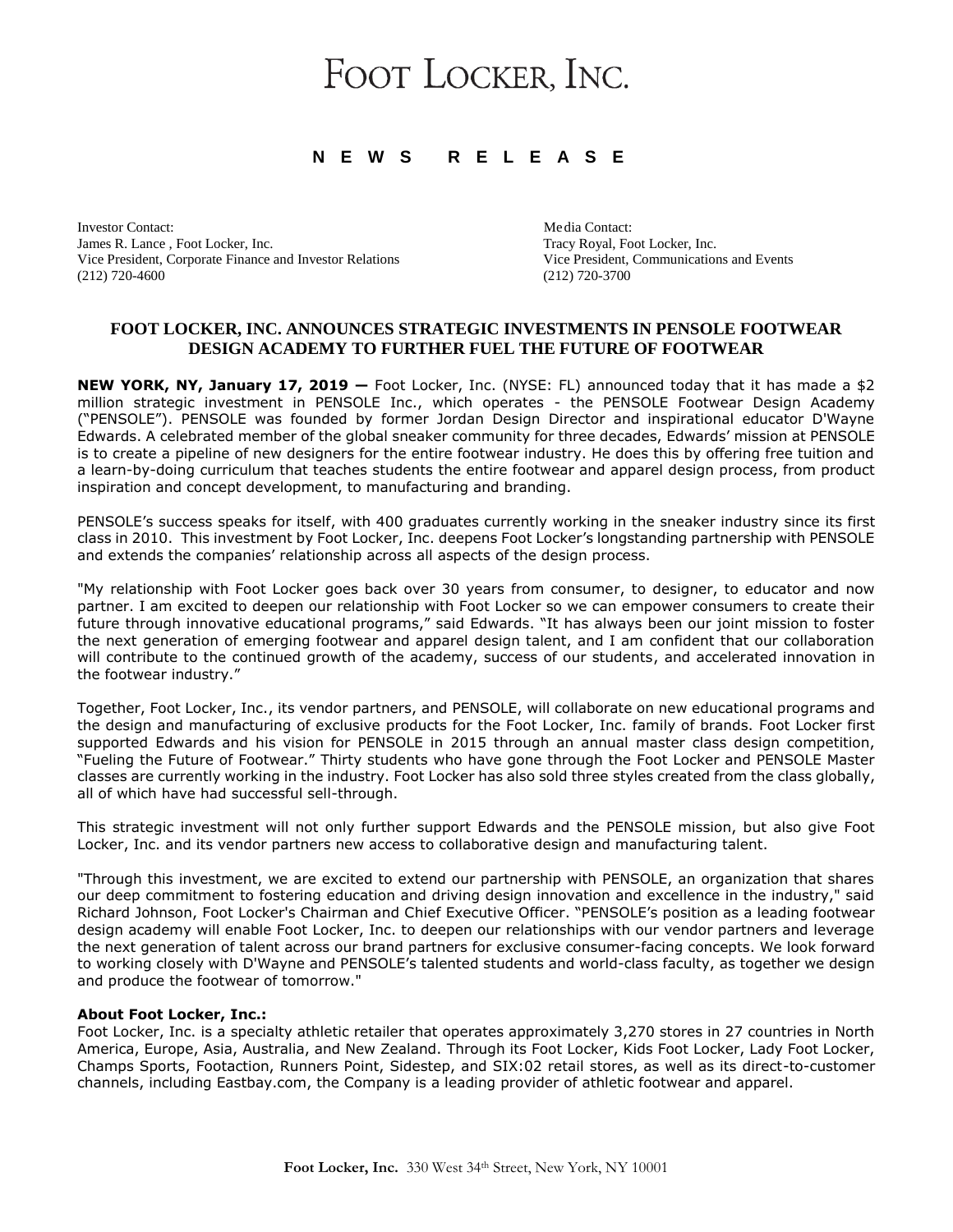# FOOT LOCKER, INC.

**N E W S R E L E A S E**

Investor Contact:
James R. Lance , Foot Locker, Inc.
Vice President, Corporate Finance and Investor Relations
(212) 720-4600

Media Contact:
Tracy Royal, Foot Locker, Inc.
Vice President, Communications and Events
(212) 720-3700

## FOOT LOCKER, INC. ANNOUNCES STRATEGIC INVESTMENTS IN PENSOLE FOOTWEAR DESIGN ACADEMY TO FURTHER FUEL THE FUTURE OF FOOTWEAR

**NEW YORK, NY, January 17, 2019 —** Foot Locker, Inc. (NYSE: FL) announced today that it has made a $2 million strategic investment in PENSOLE Inc., which operates - the PENSOLE Footwear Design Academy ("PENSOLE"). PENSOLE was founded by former Jordan Design Director and inspirational educator D'Wayne Edwards. A celebrated member of the global sneaker community for three decades, Edwards' mission at PENSOLE is to create a pipeline of new designers for the entire footwear industry. He does this by offering free tuition and a learn-by-doing curriculum that teaches students the entire footwear and apparel design process, from product inspiration and concept development, to manufacturing and branding.

PENSOLE's success speaks for itself, with 400 graduates currently working in the sneaker industry since its first class in 2010. This investment by Foot Locker, Inc. deepens Foot Locker's longstanding partnership with PENSOLE and extends the companies' relationship across all aspects of the design process.

"My relationship with Foot Locker goes back over 30 years from consumer, to designer, to educator and now partner. I am excited to deepen our relationship with Foot Locker so we can empower consumers to create their future through innovative educational programs," said Edwards. "It has always been our joint mission to foster the next generation of emerging footwear and apparel design talent, and I am confident that our collaboration will contribute to the continued growth of the academy, success of our students, and accelerated innovation in the footwear industry."

Together, Foot Locker, Inc., its vendor partners, and PENSOLE, will collaborate on new educational programs and the design and manufacturing of exclusive products for the Foot Locker, Inc. family of brands. Foot Locker first supported Edwards and his vision for PENSOLE in 2015 through an annual master class design competition, "Fueling the Future of Footwear." Thirty students who have gone through the Foot Locker and PENSOLE Master classes are currently working in the industry. Foot Locker has also sold three styles created from the class globally, all of which have had successful sell-through.

This strategic investment will not only further support Edwards and the PENSOLE mission, but also give Foot Locker, Inc. and its vendor partners new access to collaborative design and manufacturing talent.

"Through this investment, we are excited to extend our partnership with PENSOLE, an organization that shares our deep commitment to fostering education and driving design innovation and excellence in the industry," said Richard Johnson, Foot Locker's Chairman and Chief Executive Officer. "PENSOLE's position as a leading footwear design academy will enable Foot Locker, Inc. to deepen our relationships with our vendor partners and leverage the next generation of talent across our brand partners for exclusive consumer-facing concepts. We look forward to working closely with D'Wayne and PENSOLE's talented students and world-class faculty, as together we design and produce the footwear of tomorrow."

**About Foot Locker, Inc.:**
Foot Locker, Inc. is a specialty athletic retailer that operates approximately 3,270 stores in 27 countries in North America, Europe, Asia, Australia, and New Zealand. Through its Foot Locker, Kids Foot Locker, Lady Foot Locker, Champs Sports, Footaction, Runners Point, Sidestep, and SIX:02 retail stores, as well as its direct-to-customer channels, including Eastbay.com, the Company is a leading provider of athletic footwear and apparel.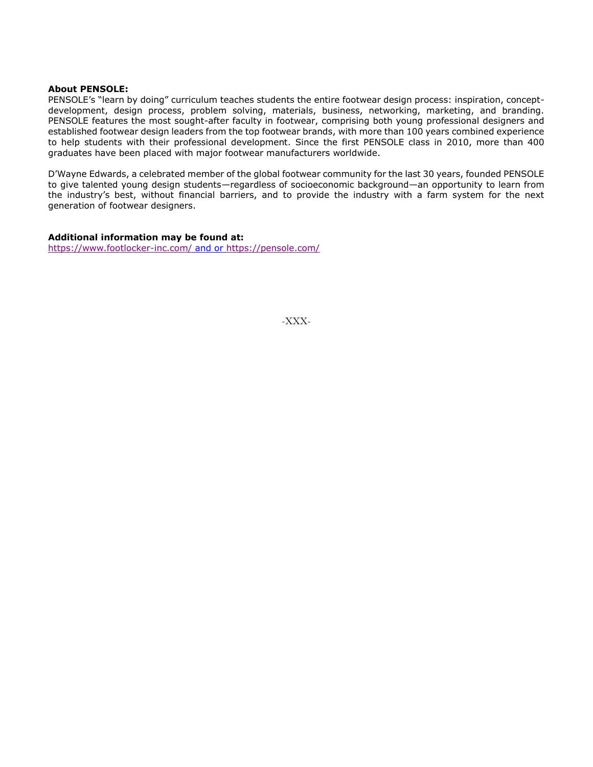**About PENSOLE:**
PENSOLE's "learn by doing" curriculum teaches students the entire footwear design process: inspiration, concept-development, design process, problem solving, materials, business, networking, marketing, and branding. PENSOLE features the most sought-after faculty in footwear, comprising both young professional designers and established footwear design leaders from the top footwear brands, with more than 100 years combined experience to help students with their professional development. Since the first PENSOLE class in 2010, more than 400 graduates have been placed with major footwear manufacturers worldwide.

D'Wayne Edwards, a celebrated member of the global footwear community for the last 30 years, founded PENSOLE to give talented young design students—regardless of socioeconomic background—an opportunity to learn from the industry's best, without financial barriers, and to provide the industry with a farm system for the next generation of footwear designers.

**Additional information may be found at:**
https://www.footlocker-inc.com/ and or https://pensole.com/

-XXX-